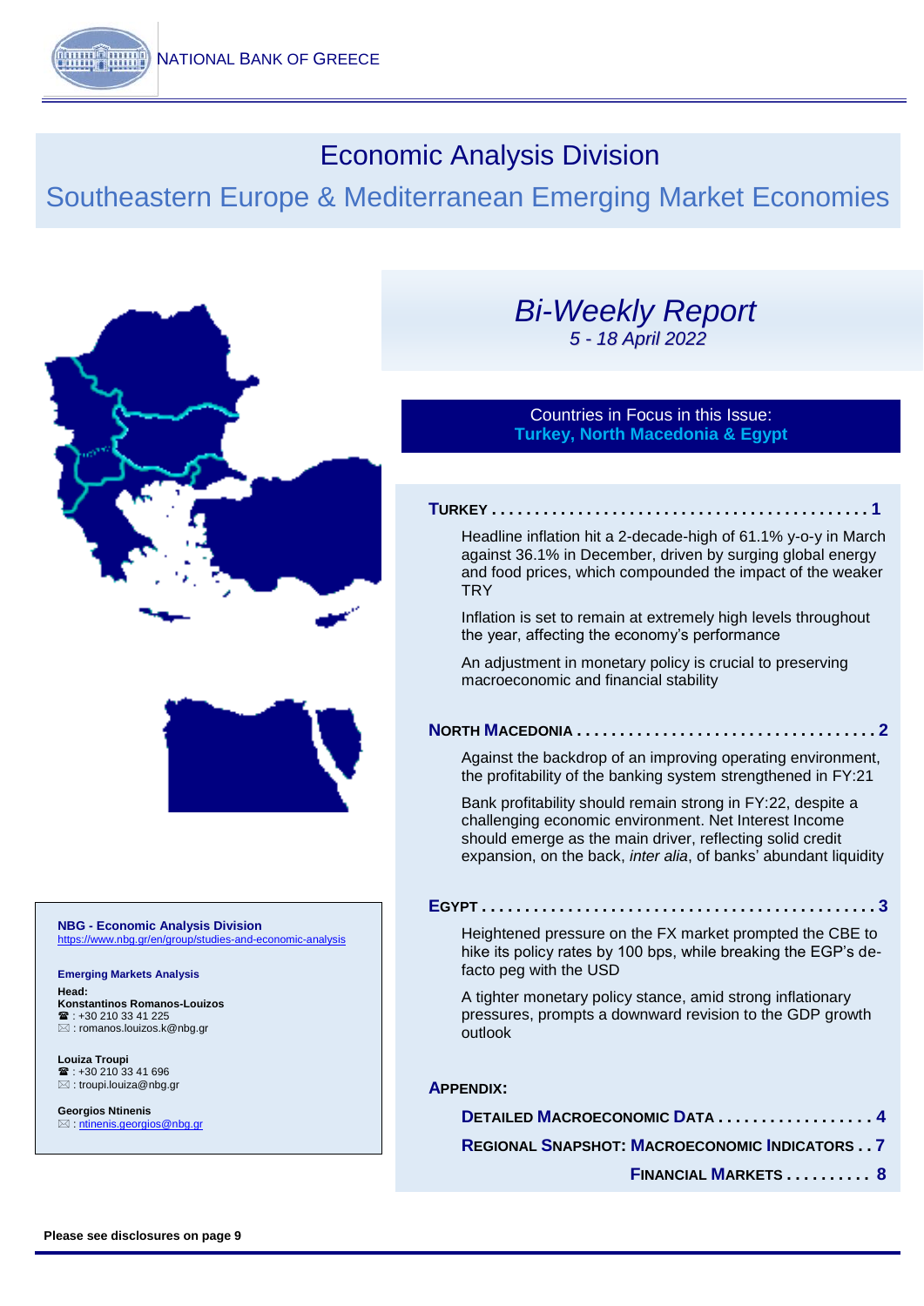NATIONAL BANK OF GREECE

# Economic Analysis Division

## Southeastern Europe & Mediterranean Emerging Market Economies

# *Bi-Weekly Report*

*5 - 18 April 2022*

**Countries in Focus in this Issue:**
**Turkey, North Macedonia & Egypt**

**TURKEY . . . . . . . . . . . . . . . . . . . . . . . . . . . . . . . . . . . . . . . . . . . 1**

Headline inflation hit a 2-decade-high of 61.1% y-o-y in March against 36.1% in December, driven by surging global energy and food prices, which compounded the impact of the weaker TRY

Inflation is set to remain at extremely high levels throughout the year, affecting the economy's performance

An adjustment in monetary policy is crucial to preserving macroeconomic and financial stability

**NORTH MACEDONIA . . . . . . . . . . . . . . . . . . . . . . . . . . . . . . . . . 2**

Against the backdrop of an improving operating environment, the profitability of the banking system strengthened in FY:21

Bank profitability should remain strong in FY:22, despite a challenging economic environment. Net Interest Income should emerge as the main driver, reflecting solid credit expansion, on the back, *inter alia*, of banks' abundant liquidity

**EGYPT . . . . . . . . . . . . . . . . . . . . . . . . . . . . . . . . . . . . . . . . . . . . . 3**

Heightened pressure on the FX market prompted the CBE to hike its policy rates by 100 bps, while breaking the EGP's de-facto peg with the USD

A tighter monetary policy stance, amid strong inflationary pressures, prompts a downward revision to the GDP growth outlook

**APPENDIX:**

**DETAILED MACROECONOMIC DATA . . . . . . . . . . . . . . . . . . 4**

**REGIONAL SNAPSHOT: MACROECONOMIC INDICATORS . . 7**

**FINANCIAL MARKETS . . . . . . . . . . 8**

**NBG - Economic Analysis Division**
https://www.nbg.gr/en/group/studies-and-economic-analysis

**Emerging Markets Analysis**

**Head:**
**Konstantinos Romanos-Louizos**
☎ : +30 210 33 41 225
✉ : romanos.louizos.k@nbg.gr

**Louiza Troupi**
☎ : +30 210 33 41 696
✉ : troupi.louiza@nbg.gr

**Georgios Ntinenis**
✉ : ntinenis.georgios@nbg.gr

**Please see disclosures on page 9**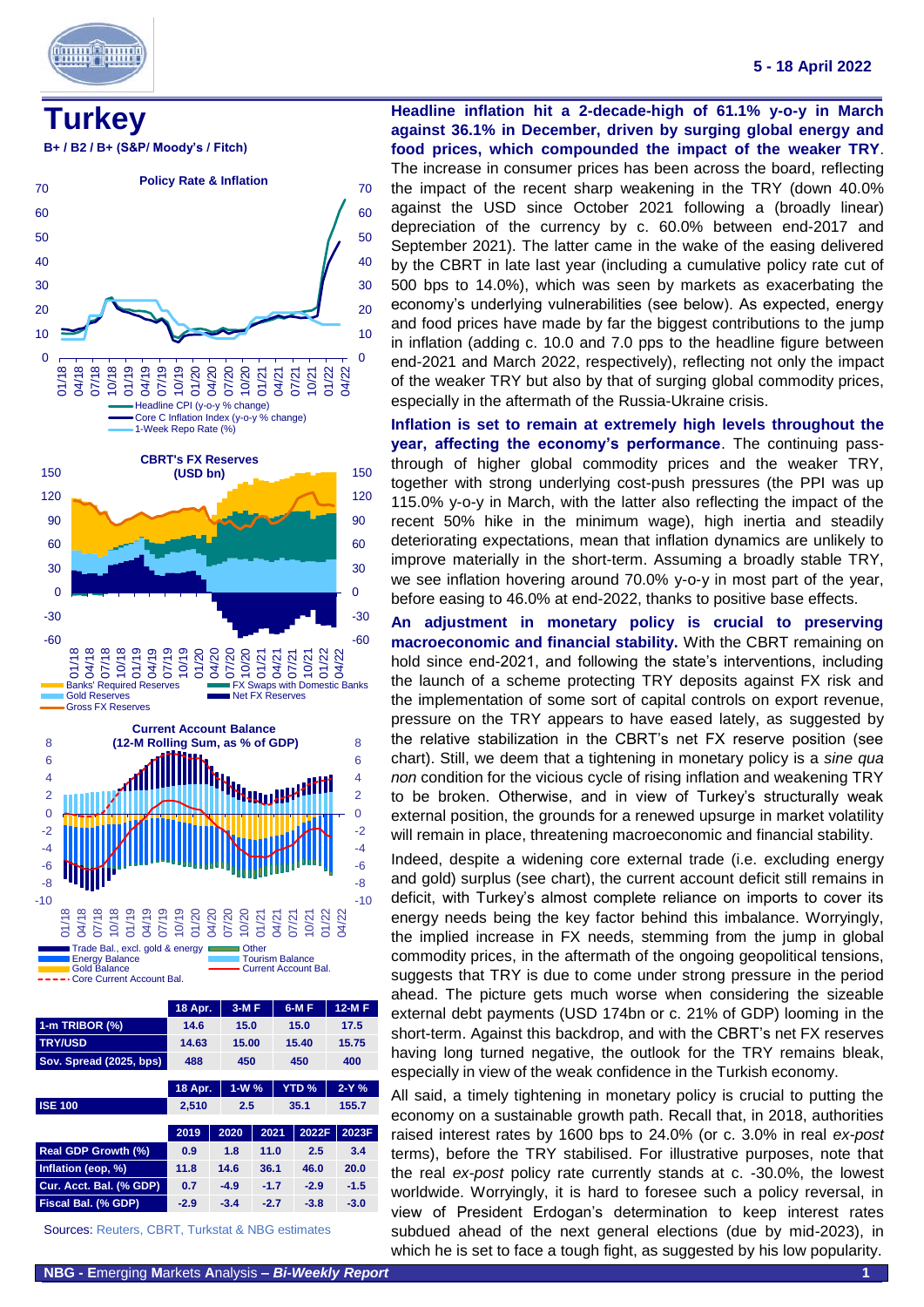5 - 18 April 2022

# Turkey

**B+ / B2 / B+ (S&P/ Moody's / Fitch)**

**Policy Rate & Inflation**

Headline CPI (y-o-y % change)
Core C Inflation Index (y-o-y % change)
1-Week Repo Rate (%)

**CBRT's FX Reserves (USD bn)**

Banks' Required Reserves
FX Swaps with Domestic Banks
Gold Reserves
Net FX Reserves
Gross FX Reserves

**Current Account Balance (12-M Rolling Sum, as % of GDP)**

Trade Bal., excl. gold & energy
Other
Energy Balance
Tourism Balance
Gold Balance
Current Account Bal.
Core Current Account Bal.

| | 18 Apr. | 3-M F | 6-M F | 12-M F |
|---|---|---|---|---|
| 1-m TRIBOR (%) | 14.6 | 15.0 | 15.0 | 17.5 |
| TRY/USD | 14.63 | 15.00 | 15.40 | 15.75 |
| Sov. Spread (2025, bps) | 488 | 450 | 450 | 400 |

| | 18 Apr. | 1-W % | YTD % | 2-Y % |
|---|---|---|---|---|
| ISE 100 | 2,510 | 2.5 | 35.1 | 155.7 |

| | 2019 | 2020 | 2021 | 2022F | 2023F |
|---|---|---|---|---|---|
| Real GDP Growth (%) | 0.9 | 1.8 | 11.0 | 2.5 | 3.4 |
| Inflation (eop, %) | 11.8 | 14.6 | 36.1 | 46.0 | 20.0 |
| Cur. Acct. Bal. (% GDP) | 0.7 | -4.9 | -1.7 | -2.9 | -1.5 |
| Fiscal Bal. (% GDP) | -2.9 | -3.4 | -2.7 | -3.8 | -3.0 |

Sources: Reuters, CBRT, Turkstat & NBG estimates

**Headline inflation hit a 2-decade-high of 61.1% y-o-y in March against 36.1% in December, driven by surging global energy and food prices, which compounded the impact of the weaker TRY**. The increase in consumer prices has been across the board, reflecting the impact of the recent sharp weakening in the TRY (down 40.0% against the USD since October 2021 following a (broadly linear) depreciation of the currency by c. 60.0% between end-2017 and September 2021). The latter came in the wake of the easing delivered by the CBRT in late last year (including a cumulative policy rate cut of 500 bps to 14.0%), which was seen by markets as exacerbating the economy's underlying vulnerabilities (see below). As expected, energy and food prices have made by far the biggest contributions to the jump in inflation (adding c. 10.0 and 7.0 pps to the headline figure between end-2021 and March 2022, respectively), reflecting not only the impact of the weaker TRY but also by that of surging global commodity prices, especially in the aftermath of the Russia-Ukraine crisis.

**Inflation is set to remain at extremely high levels throughout the year, affecting the economy's performance**. The continuing pass-through of higher global commodity prices and the weaker TRY, together with strong underlying cost-push pressures (the PPI was up 115.0% y-o-y in March, with the latter also reflecting the impact of the recent 50% hike in the minimum wage), high inertia and steadily deteriorating expectations, mean that inflation dynamics are unlikely to improve materially in the short-term. Assuming a broadly stable TRY, we see inflation hovering around 70.0% y-o-y in most part of the year, before easing to 46.0% at end-2022, thanks to positive base effects.

**An adjustment in monetary policy is crucial to preserving macroeconomic and financial stability.** With the CBRT remaining on hold since end-2021, and following the state's interventions, including the launch of a scheme protecting TRY deposits against FX risk and the implementation of some sort of capital controls on export revenue, pressure on the TRY appears to have eased lately, as suggested by the relative stabilization in the CBRT's net FX reserve position (see chart). Still, we deem that a tightening in monetary policy is a *sine qua non* condition for the vicious cycle of rising inflation and weakening TRY to be broken. Otherwise, and in view of Turkey's structurally weak external position, the grounds for a renewed upsurge in market volatility will remain in place, threatening macroeconomic and financial stability.

Indeed, despite a widening core external trade (i.e. excluding energy and gold) surplus (see chart), the current account deficit still remains in deficit, with Turkey's almost complete reliance on imports to cover its energy needs being the key factor behind this imbalance. Worryingly, the implied increase in FX needs, stemming from the jump in global commodity prices, in the aftermath of the ongoing geopolitical tensions, suggests that TRY is due to come under strong pressure in the period ahead. The picture gets much worse when considering the sizeable external debt payments (USD 174bn or c. 21% of GDP) looming in the short-term. Against this backdrop, and with the CBRT's net FX reserves having long turned negative, the outlook for the TRY remains bleak, especially in view of the weak confidence in the Turkish economy.

All said, a timely tightening in monetary policy is crucial to putting the economy on a sustainable growth path. Recall that, in 2018, authorities raised interest rates by 1600 bps to 24.0% (or c. 3.0% in real *ex-post* terms), before the TRY stabilised. For illustrative purposes, note that the real *ex-post* policy rate currently stands at c. -30.0%, the lowest worldwide. Worryingly, it is hard to foresee such a policy reversal, in view of President Erdogan's determination to keep interest rates subdued ahead of the next general elections (due by mid-2023), in which he is set to face a tough fight, as suggested by his low popularity.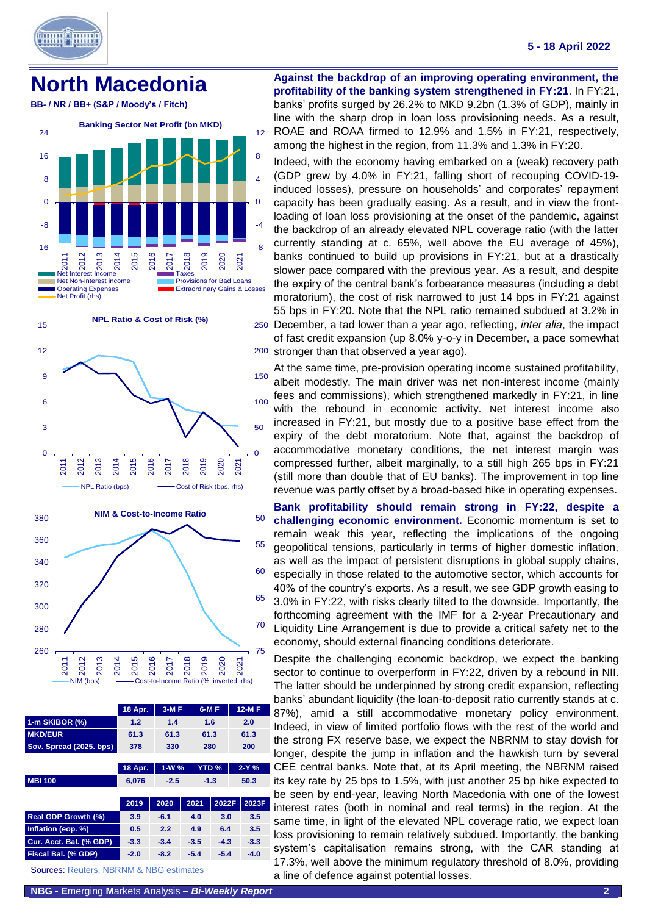# North Macedonia

**BB- / NR / BB+ (S&P / Moody's / Fitch)**

Banking Sector Net Profit (bn MKD)

NPL Ratio & Cost of Risk (%)

NIM & Cost-to-Income Ratio

| | 18 Apr. | 3-M F | 6-M F | 12-M F |
|---|---|---|---|---|
| 1-m SKIBOR (%) | 1.2 | 1.4 | 1.6 | 2.0 |
| MKD/EUR | 61.3 | 61.3 | 61.3 | 61.3 |
| Sov. Spread (2025, bps) | 378 | 330 | 280 | 200 |

| | 18 Apr. | 1-W % | YTD % | 2-Y % |
|---|---|---|---|---|
| MBI 100 | 6,076 | -2.5 | -1.3 | 50.3 |

| | 2019 | 2020 | 2021 | 2022F | 2023F |
|---|---|---|---|---|---|
| Real GDP Growth (%) | 3.9 | -6.1 | 4.0 | 3.0 | 3.5 |
| Inflation (eop, %) | 0.5 | 2.2 | 4.9 | 6.4 | 3.5 |
| Cur. Acct. Bal. (% GDP) | -3.3 | -3.4 | -3.5 | -4.3 | -3.3 |
| Fiscal Bal. (% GDP) | -2.0 | -8.2 | -5.4 | -5.4 | -4.0 |

Sources: Reuters, NBRNM & NBG estimates

**Against the backdrop of an improving operating environment, the profitability of the banking system strengthened in FY:21.** In FY:21, banks' profits surged by 26.2% to MKD 9.2bn (1.3% of GDP), mainly in line with the sharp drop in loan loss provisioning needs. As a result, ROAE and ROAA firmed to 12.9% and 1.5% in FY:21, respectively, among the highest in the region, from 11.3% and 1.3% in FY:20.

Indeed, with the economy having embarked on a (weak) recovery path (GDP grew by 4.0% in FY:21, falling short of recouping COVID-19-induced losses), pressure on households' and corporates' repayment capacity has been gradually easing. As a result, and in view the front-loading of loan loss provisioning at the onset of the pandemic, against the backdrop of an already elevated NPL coverage ratio (with the latter currently standing at c. 65%, well above the EU average of 45%), banks continued to build up provisions in FY:21, but at a drastically slower pace compared with the previous year. As a result, and despite the expiry of the central bank's forbearance measures (including a debt moratorium), the cost of risk narrowed to just 14 bps in FY:21 against 55 bps in FY:20. Note that the NPL ratio remained subdued at 3.2% in December, a tad lower than a year ago, reflecting, *inter alia*, the impact of fast credit expansion (up 8.0% y-o-y in December, a pace somewhat stronger than that observed a year ago).

At the same time, pre-provision operating income sustained profitability, albeit modestly. The main driver was net non-interest income (mainly fees and commissions), which strengthened markedly in FY:21, in line with the rebound in economic activity. Net interest income also increased in FY:21, but mostly due to a positive base effect from the expiry of the debt moratorium. Note that, against the backdrop of accommodative monetary conditions, the net interest margin was compressed further, albeit marginally, to a still high 265 bps in FY:21 (still more than double that of EU banks). The improvement in top line revenue was partly offset by a broad-based hike in operating expenses.

**Bank profitability should remain strong in FY:22, despite a challenging economic environment.** Economic momentum is set to remain weak this year, reflecting the implications of the ongoing geopolitical tensions, particularly in terms of higher domestic inflation, as well as the impact of persistent disruptions in global supply chains, especially in those related to the automotive sector, which accounts for 40% of the country's exports. As a result, we see GDP growth easing to 3.0% in FY:22, with risks clearly tilted to the downside. Importantly, the forthcoming agreement with the IMF for a 2-year Precautionary and Liquidity Line Arrangement is due to provide a critical safety net to the economy, should external financing conditions deteriorate.

Despite the challenging economic backdrop, we expect the banking sector to continue to overperform in FY:22, driven by a rebound in NII. The latter should be underpinned by strong credit expansion, reflecting banks' abundant liquidity (the loan-to-deposit ratio currently stands at c. 87%), amid a still accommodative monetary policy environment. Indeed, in view of limited portfolio flows with the rest of the world and the strong FX reserve base, we expect the NBRNM to stay dovish for longer, despite the jump in inflation and the hawkish turn by several CEE central banks. Note that, at its April meeting, the NBRNM raised its key rate by 25 bps to 1.5%, with just another 25 bp hike expected to be seen by end-year, leaving North Macedonia with one of the lowest interest rates (both in nominal and real terms) in the region. At the same time, in light of the elevated NPL coverage ratio, we expect loan loss provisioning to remain relatively subdued. Importantly, the banking system's capitalisation remains strong, with the CAR standing at 17.3%, well above the minimum regulatory threshold of 8.0%, providing a line of defence against potential losses.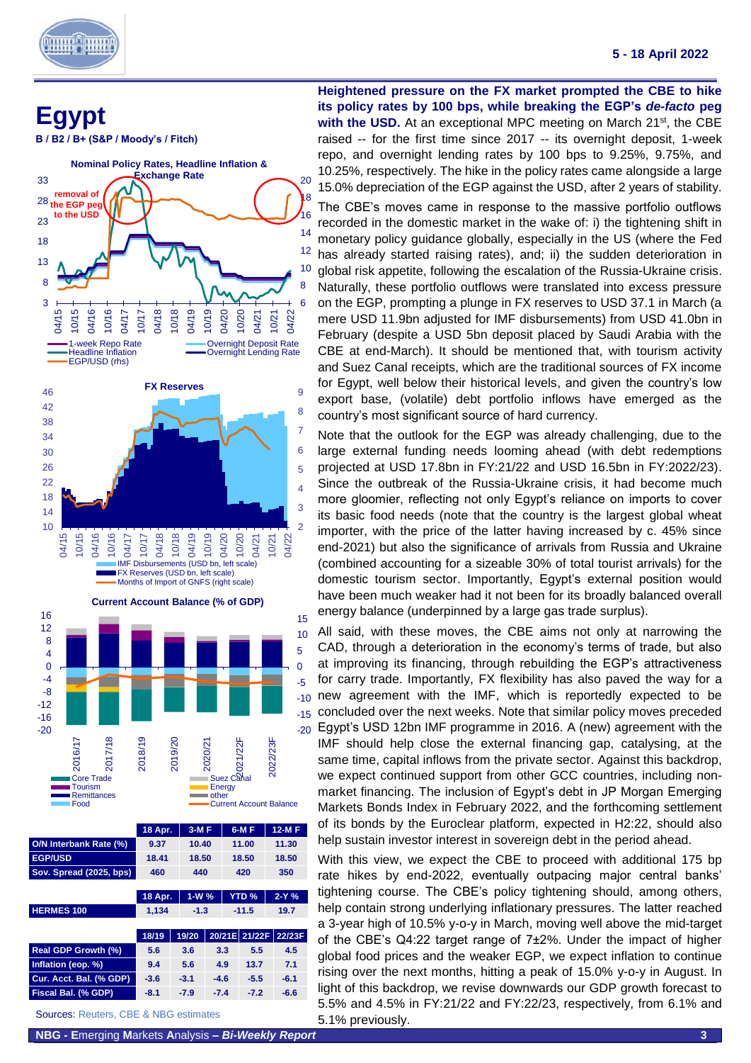# Egypt

**B / B2 / B+ (S&P / Moody's / Fitch)**

**Nominal Policy Rates, Headline Inflation & Exchange Rate**

**FX Reserves**

**Current Account Balance (% of GDP)**

| | 18 Apr. | 3-M F | 6-M F | 12-M F |
|---|---|---|---|---|
| O/N Interbank Rate (%) | 9.37 | 10.40 | 11.00 | 11.30 |
| EGP/USD | 18.41 | 18.50 | 18.50 | 18.50 |
| Sov. Spread (2025, bps) | 460 | 440 | 420 | 350 |

| | 18 Apr. | 1-W % | YTD % | 2-Y % |
|---|---|---|---|---|
| HERMES 100 | 1,134 | -1.3 | -11.5 | 19.7 |

| | 18/19 | 19/20 | 20/21E | 21/22F | 22/23F |
|---|---|---|---|---|---|
| Real GDP Growth (%) | 5.6 | 3.6 | 3.3 | 5.5 | 4.5 |
| Inflation (eop. %) | 9.4 | 5.6 | 4.9 | 13.7 | 7.1 |
| Cur. Acct. Bal. (% GDP) | -3.6 | -3.1 | -4.6 | -5.5 | -6.1 |
| Fiscal Bal. (% GDP) | -8.1 | -7.9 | -7.4 | -7.2 | -6.6 |

Sources: Reuters, CBE & NBG estimates

**Heightened pressure on the FX market prompted the CBE to hike its policy rates by 100 bps, while breaking the EGP's *de-facto* peg with the USD.** At an exceptional MPC meeting on March 21st, the CBE raised -- for the first time since 2017 -- its overnight deposit, 1-week repo, and overnight lending rates by 100 bps to 9.25%, 9.75%, and 10.25%, respectively. The hike in the policy rates came alongside a large 15.0% depreciation of the EGP against the USD, after 2 years of stability.

The CBE's moves came in response to the massive portfolio outflows recorded in the domestic market in the wake of: i) the tightening shift in monetary policy guidance globally, especially in the US (where the Fed has already started raising rates), and; ii) the sudden deterioration in global risk appetite, following the escalation of the Russia-Ukraine crisis. Naturally, these portfolio outflows were translated into excess pressure on the EGP, prompting a plunge in FX reserves to USD 37.1 in March (a mere USD 11.9bn adjusted for IMF disbursements) from USD 41.0bn in February (despite a USD 5bn deposit placed by Saudi Arabia with the CBE at end-March). It should be mentioned that, with tourism activity and Suez Canal receipts, which are the traditional sources of FX income for Egypt, well below their historical levels, and given the country's low export base, (volatile) debt portfolio inflows have emerged as the country's most significant source of hard currency.

Note that the outlook for the EGP was already challenging, due to the large external funding needs looming ahead (with debt redemptions projected at USD 17.8bn in FY:21/22 and USD 16.5bn in FY:2022/23). Since the outbreak of the Russia-Ukraine crisis, it had become much more gloomier, reflecting not only Egypt's reliance on imports to cover its basic food needs (note that the country is the largest global wheat importer, with the price of the latter having increased by c. 45% since end-2021) but also the significance of arrivals from Russia and Ukraine (combined accounting for a sizeable 30% of total tourist arrivals) for the domestic tourism sector. Importantly, Egypt's external position would have been much weaker had it not been for its broadly balanced overall energy balance (underpinned by a large gas trade surplus).

All said, with these moves, the CBE aims not only at narrowing the CAD, through a deterioration in the economy's terms of trade, but also at improving its financing, through rebuilding the EGP's attractiveness for carry trade. Importantly, FX flexibility has also paved the way for a new agreement with the IMF, which is reportedly expected to be concluded over the next weeks. Note that similar policy moves preceded Egypt's USD 12bn IMF programme in 2016. A (new) agreement with the IMF should help close the external financing gap, catalysing, at the same time, capital inflows from the private sector. Against this backdrop, we expect continued support from other GCC countries, including non-market financing. The inclusion of Egypt's debt in JP Morgan Emerging Markets Bonds Index in February 2022, and the forthcoming settlement of its bonds by the Euroclear platform, expected in H2:22, should also help sustain investor interest in sovereign debt in the period ahead.

With this view, we expect the CBE to proceed with additional 175 bp rate hikes by end-2022, eventually outpacing major central banks' tightening course. The CBE's policy tightening should, among others, help contain strong underlying inflationary pressures. The latter reached a 3-year high of 10.5% y-o-y in March, moving well above the mid-target of the CBE's Q4:22 target range of 7±2%. Under the impact of higher global food prices and the weaker EGP, we expect inflation to continue rising over the next months, hitting a peak of 15.0% y-o-y in August. In light of this backdrop, we revise downwards our GDP growth forecast to 5.5% and 4.5% in FY:21/22 and FY:22/23, respectively, from 6.1% and 5.1% previously.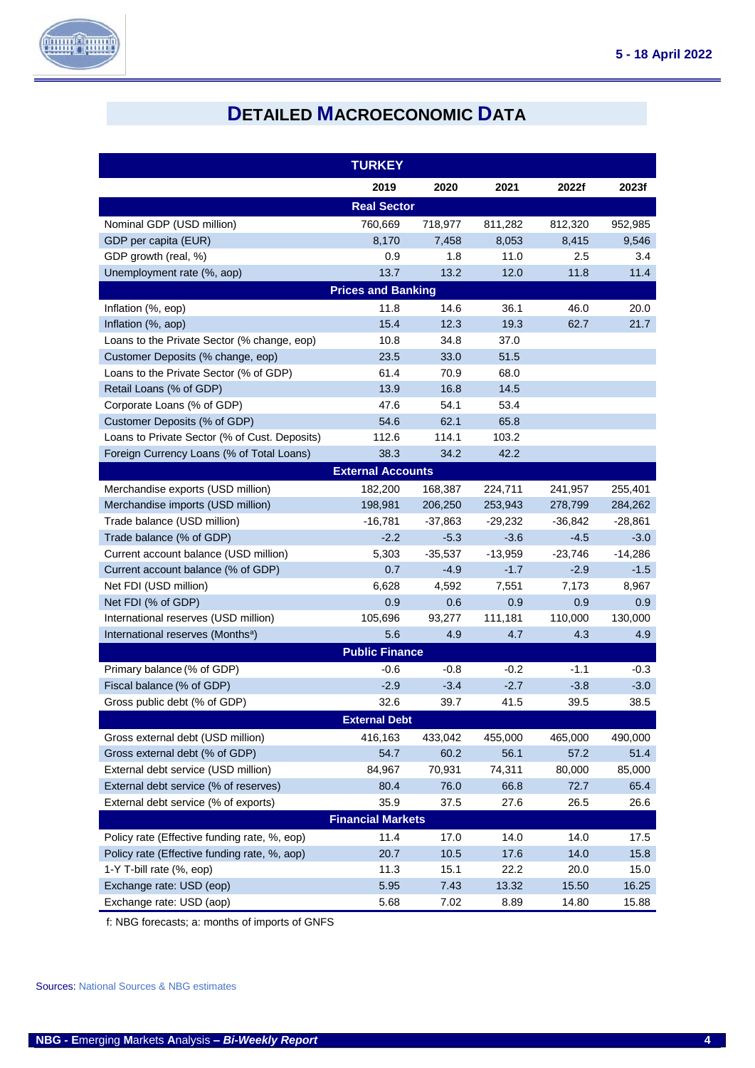## DETAILED MACROECONOMIC DATA

| TURKEY | | | | | |
|---|---|---|---|---|---|
| | 2019 | 2020 | 2021 | 2022f | 2023f |
| **Real Sector** | | | | | |
| Nominal GDP (USD million) | 760,669 | 718,977 | 811,282 | 812,320 | 952,985 |
| GDP per capita (EUR) | 8,170 | 7,458 | 8,053 | 8,415 | 9,546 |
| GDP growth (real, %) | 0.9 | 1.8 | 11.0 | 2.5 | 3.4 |
| Unemployment rate (%, aop) | 13.7 | 13.2 | 12.0 | 11.8 | 11.4 |
| **Prices and Banking** | | | | | |
| Inflation (%, eop) | 11.8 | 14.6 | 36.1 | 46.0 | 20.0 |
| Inflation (%, aop) | 15.4 | 12.3 | 19.3 | 62.7 | 21.7 |
| Loans to the Private Sector (% change, eop) | 10.8 | 34.8 | 37.0 | | |
| Customer Deposits (% change, eop) | 23.5 | 33.0 | 51.5 | | |
| Loans to the Private Sector (% of GDP) | 61.4 | 70.9 | 68.0 | | |
| Retail Loans (% of GDP) | 13.9 | 16.8 | 14.5 | | |
| Corporate Loans (% of GDP) | 47.6 | 54.1 | 53.4 | | |
| Customer Deposits (% of GDP) | 54.6 | 62.1 | 65.8 | | |
| Loans to Private Sector (% of Cust. Deposits) | 112.6 | 114.1 | 103.2 | | |
| Foreign Currency Loans (% of Total Loans) | 38.3 | 34.2 | 42.2 | | |
| **External Accounts** | | | | | |
| Merchandise exports (USD million) | 182,200 | 168,387 | 224,711 | 241,957 | 255,401 |
| Merchandise imports (USD million) | 198,981 | 206,250 | 253,943 | 278,799 | 284,262 |
| Trade balance (USD million) | -16,781 | -37,863 | -29,232 | -36,842 | -28,861 |
| Trade balance (% of GDP) | -2.2 | -5.3 | -3.6 | -4.5 | -3.0 |
| Current account balance (USD million) | 5,303 | -35,537 | -13,959 | -23,746 | -14,286 |
| Current account balance (% of GDP) | 0.7 | -4.9 | -1.7 | -2.9 | -1.5 |
| Net FDI (USD million) | 6,628 | 4,592 | 7,551 | 7,173 | 8,967 |
| Net FDI (% of GDP) | 0.9 | 0.6 | 0.9 | 0.9 | 0.9 |
| International reserves (USD million) | 105,696 | 93,277 | 111,181 | 110,000 | 130,000 |
| International reserves (Months[a]) | 5.6 | 4.9 | 4.7 | 4.3 | 4.9 |
| **Public Finance** | | | | | |
| Primary balance (% of GDP) | -0.6 | -0.8 | -0.2 | -1.1 | -0.3 |
| Fiscal balance (% of GDP) | -2.9 | -3.4 | -2.7 | -3.8 | -3.0 |
| Gross public debt (% of GDP) | 32.6 | 39.7 | 41.5 | 39.5 | 38.5 |
| **External Debt** | | | | | |
| Gross external debt (USD million) | 416,163 | 433,042 | 455,000 | 465,000 | 490,000 |
| Gross external debt (% of GDP) | 54.7 | 60.2 | 56.1 | 57.2 | 51.4 |
| External debt service (USD million) | 84,967 | 70,931 | 74,311 | 80,000 | 85,000 |
| External debt service (% of reserves) | 80.4 | 76.0 | 66.8 | 72.7 | 65.4 |
| External debt service (% of exports) | 35.9 | 37.5 | 27.6 | 26.5 | 26.6 |
| **Financial Markets** | | | | | |
| Policy rate (Effective funding rate, %, eop) | 11.4 | 17.0 | 14.0 | 14.0 | 17.5 |
| Policy rate (Effective funding rate, %, aop) | 20.7 | 10.5 | 17.6 | 14.0 | 15.8 |
| 1-Y T-bill rate (%, eop) | 11.3 | 15.1 | 22.2 | 20.0 | 15.0 |
| Exchange rate: USD (eop) | 5.95 | 7.43 | 13.32 | 15.50 | 16.25 |
| Exchange rate: USD (aop) | 5.68 | 7.02 | 8.89 | 14.80 | 15.88 |

f: NBG forecasts; a: months of imports of GNFS

Sources: National Sources & NBG estimates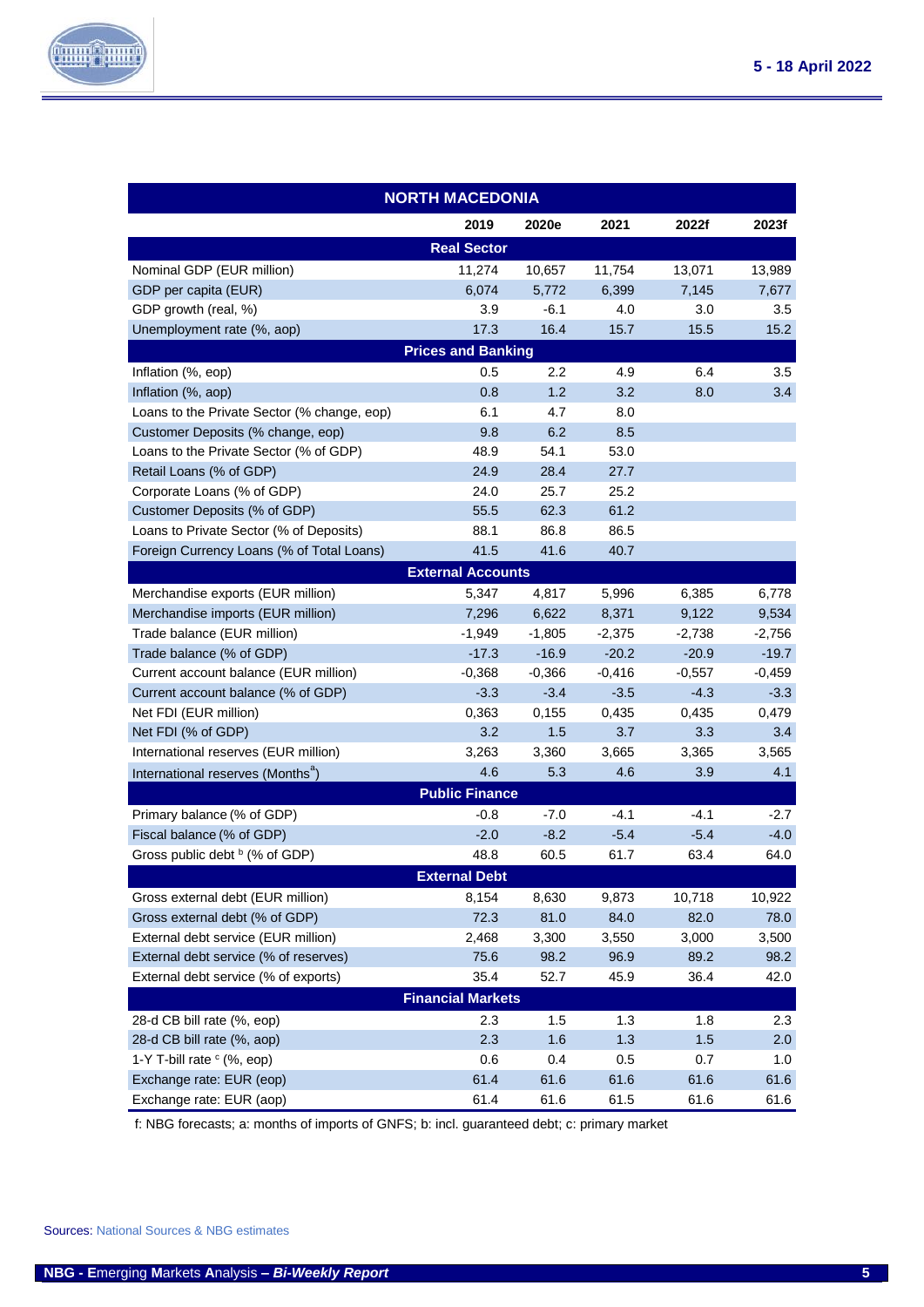| NORTH MACEDONIA | | | | | |
|---|---|---|---|---|---|
| | 2019 | 2020e | 2021 | 2022f | 2023f |
| **Real Sector** | | | | | |
| Nominal GDP (EUR million) | 11,274 | 10,657 | 11,754 | 13,071 | 13,989 |
| GDP per capita (EUR) | 6,074 | 5,772 | 6,399 | 7,145 | 7,677 |
| GDP growth (real, %) | 3.9 | -6.1 | 4.0 | 3.0 | 3.5 |
| Unemployment rate (%, aop) | 17.3 | 16.4 | 15.7 | 15.5 | 15.2 |
| **Prices and Banking** | | | | | |
| Inflation (%, eop) | 0.5 | 2.2 | 4.9 | 6.4 | 3.5 |
| Inflation (%, aop) | 0.8 | 1.2 | 3.2 | 8.0 | 3.4 |
| Loans to the Private Sector (% change, eop) | 6.1 | 4.7 | 8.0 | | |
| Customer Deposits (% change, eop) | 9.8 | 6.2 | 8.5 | | |
| Loans to the Private Sector (% of GDP) | 48.9 | 54.1 | 53.0 | | |
| Retail Loans (% of GDP) | 24.9 | 28.4 | 27.7 | | |
| Corporate Loans (% of GDP) | 24.0 | 25.7 | 25.2 | | |
| Customer Deposits (% of GDP) | 55.5 | 62.3 | 61.2 | | |
| Loans to Private Sector (% of Deposits) | 88.1 | 86.8 | 86.5 | | |
| Foreign Currency Loans (% of Total Loans) | 41.5 | 41.6 | 40.7 | | |
| **External Accounts** | | | | | |
| Merchandise exports (EUR million) | 5,347 | 4,817 | 5,996 | 6,385 | 6,778 |
| Merchandise imports (EUR million) | 7,296 | 6,622 | 8,371 | 9,122 | 9,534 |
| Trade balance (EUR million) | -1,949 | -1,805 | -2,375 | -2,738 | -2,756 |
| Trade balance (% of GDP) | -17.3 | -16.9 | -20.2 | -20.9 | -19.7 |
| Current account balance (EUR million) | -0,368 | -0,366 | -0,416 | -0,557 | -0,459 |
| Current account balance (% of GDP) | -3.3 | -3.4 | -3.5 | -4.3 | -3.3 |
| Net FDI (EUR million) | 0,363 | 0,155 | 0,435 | 0,435 | 0,479 |
| Net FDI (% of GDP) | 3.2 | 1.5 | 3.7 | 3.3 | 3.4 |
| International reserves (EUR million) | 3,263 | 3,360 | 3,665 | 3,365 | 3,565 |
| International reserves (Months[a]) | 4.6 | 5.3 | 4.6 | 3.9 | 4.1 |
| **Public Finance** | | | | | |
| Primary balance (% of GDP) | -0.8 | -7.0 | -4.1 | -4.1 | -2.7 |
| Fiscal balance (% of GDP) | -2.0 | -8.2 | -5.4 | -5.4 | -4.0 |
| Gross public debt [b] (% of GDP) | 48.8 | 60.5 | 61.7 | 63.4 | 64.0 |
| **External Debt** | | | | | |
| Gross external debt (EUR million) | 8,154 | 8,630 | 9,873 | 10,718 | 10,922 |
| Gross external debt (% of GDP) | 72.3 | 81.0 | 84.0 | 82.0 | 78.0 |
| External debt service (EUR million) | 2,468 | 3,300 | 3,550 | 3,000 | 3,500 |
| External debt service (% of reserves) | 75.6 | 98.2 | 96.9 | 89.2 | 98.2 |
| External debt service (% of exports) | 35.4 | 52.7 | 45.9 | 36.4 | 42.0 |
| **Financial Markets** | | | | | |
| 28-d CB bill rate (%, eop) | 2.3 | 1.5 | 1.3 | 1.8 | 2.3 |
| 28-d CB bill rate (%, aop) | 2.3 | 1.6 | 1.3 | 1.5 | 2.0 |
| 1-Y T-bill rate [c] (%, eop) | 0.6 | 0.4 | 0.5 | 0.7 | 1.0 |
| Exchange rate: EUR (eop) | 61.4 | 61.6 | 61.6 | 61.6 | 61.6 |
| Exchange rate: EUR (aop) | 61.4 | 61.6 | 61.5 | 61.6 | 61.6 |

f: NBG forecasts; a: months of imports of GNFS; b: incl. guaranteed debt; c: primary market

Sources: National Sources & NBG estimates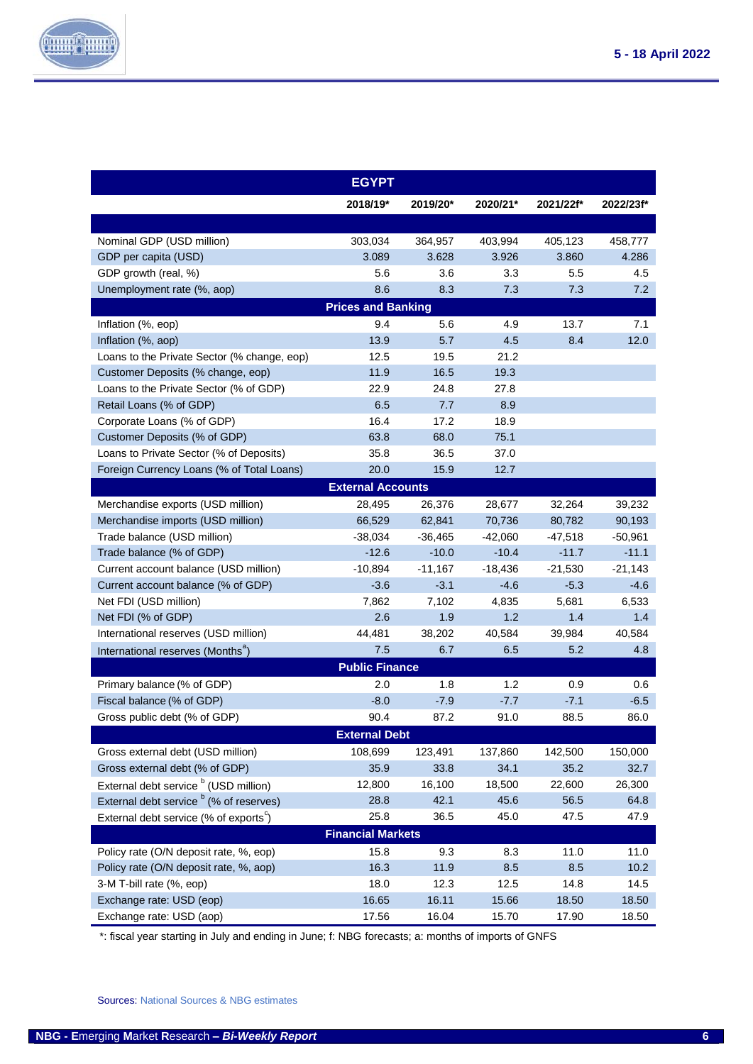| EGYPT | 2018/19* | 2019/20* | 2020/21* | 2021/22f* | 2022/23f* |
|---|---|---|---|---|---|
| Nominal GDP (USD million) | 303,034 | 364,957 | 403,994 | 405,123 | 458,777 |
| GDP per capita (USD) | 3.089 | 3.628 | 3.926 | 3.860 | 4.286 |
| GDP growth (real, %) | 5.6 | 3.6 | 3.3 | 5.5 | 4.5 |
| Unemployment rate (%, aop) | 8.6 | 8.3 | 7.3 | 7.3 | 7.2 |
| **Prices and Banking** | | | | | |
| Inflation (%, eop) | 9.4 | 5.6 | 4.9 | 13.7 | 7.1 |
| Inflation (%, aop) | 13.9 | 5.7 | 4.5 | 8.4 | 12.0 |
| Loans to the Private Sector (% change, eop) | 12.5 | 19.5 | 21.2 | | |
| Customer Deposits (% change, eop) | 11.9 | 16.5 | 19.3 | | |
| Loans to the Private Sector (% of GDP) | 22.9 | 24.8 | 27.8 | | |
| Retail Loans (% of GDP) | 6.5 | 7.7 | 8.9 | | |
| Corporate Loans (% of GDP) | 16.4 | 17.2 | 18.9 | | |
| Customer Deposits (% of GDP) | 63.8 | 68.0 | 75.1 | | |
| Loans to Private Sector (% of Deposits) | 35.8 | 36.5 | 37.0 | | |
| Foreign Currency Loans (% of Total Loans) | 20.0 | 15.9 | 12.7 | | |
| **External Accounts** | | | | | |
| Merchandise exports (USD million) | 28,495 | 26,376 | 28,677 | 32,264 | 39,232 |
| Merchandise imports (USD million) | 66,529 | 62,841 | 70,736 | 80,782 | 90,193 |
| Trade balance (USD million) | -38,034 | -36,465 | -42,060 | -47,518 | -50,961 |
| Trade balance (% of GDP) | -12.6 | -10.0 | -10.4 | -11.7 | -11.1 |
| Current account balance (USD million) | -10,894 | -11,167 | -18,436 | -21,530 | -21,143 |
| Current account balance (% of GDP) | -3.6 | -3.1 | -4.6 | -5.3 | -4.6 |
| Net FDI (USD million) | 7,862 | 7,102 | 4,835 | 5,681 | 6,533 |
| Net FDI (% of GDP) | 2.6 | 1.9 | 1.2 | 1.4 | 1.4 |
| International reserves (USD million) | 44,481 | 38,202 | 40,584 | 39,984 | 40,584 |
| International reserves (Months[a]) | 7.5 | 6.7 | 6.5 | 5.2 | 4.8 |
| **Public Finance** | | | | | |
| Primary balance (% of GDP) | 2.0 | 1.8 | 1.2 | 0.9 | 0.6 |
| Fiscal balance (% of GDP) | -8.0 | -7.9 | -7.7 | -7.1 | -6.5 |
| Gross public debt (% of GDP) | 90.4 | 87.2 | 91.0 | 88.5 | 86.0 |
| **External Debt** | | | | | |
| Gross external debt (USD million) | 108,699 | 123,491 | 137,860 | 142,500 | 150,000 |
| Gross external debt (% of GDP) | 35.9 | 33.8 | 34.1 | 35.2 | 32.7 |
| External debt service [b] (USD million) | 12,800 | 16,100 | 18,500 | 22,600 | 26,300 |
| External debt service [b] (% of reserves) | 28.8 | 42.1 | 45.6 | 56.5 | 64.8 |
| External debt service (% of exports[c]) | 25.8 | 36.5 | 45.0 | 47.5 | 47.9 |
| **Financial Markets** | | | | | |
| Policy rate (O/N deposit rate, %, eop) | 15.8 | 9.3 | 8.3 | 11.0 | 11.0 |
| Policy rate (O/N deposit rate, %, aop) | 16.3 | 11.9 | 8.5 | 8.5 | 10.2 |
| 3-M T-bill rate (%, eop) | 18.0 | 12.3 | 12.5 | 14.8 | 14.5 |
| Exchange rate: USD (eop) | 16.65 | 16.11 | 15.66 | 18.50 | 18.50 |
| Exchange rate: USD (aop) | 17.56 | 16.04 | 15.70 | 17.90 | 18.50 |

*: fiscal year starting in July and ending in June; f: NBG forecasts; a: months of imports of GNFS

Sources: National Sources & NBG estimates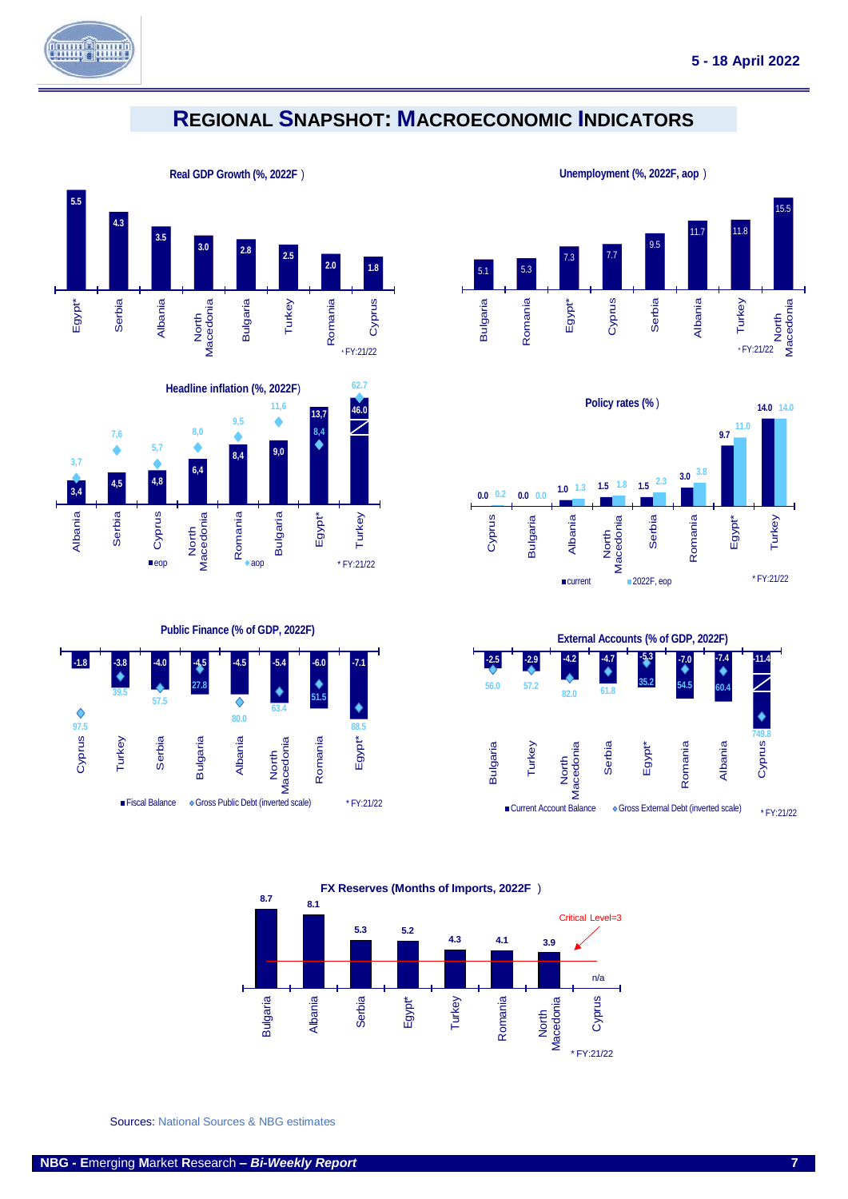# REGIONAL SNAPSHOT: MACROECONOMIC INDICATORS

**Real GDP Growth (%, 2022F)**

| Egypt* | Serbia | Albania | North Macedonia | Bulgaria | Turkey | Romania | Cyprus |
|---|---|---|---|---|---|---|---|
| 5.5 | 4.3 | 3.5 | 3.0 | 2.8 | 2.5 | 2.0 | 1.8 |

* FY:21/22

**Unemployment (%, 2022F, aop)**

| Bulgaria | Romania | Egypt* | Cyprus | Serbia | Albania | Turkey | North Macedonia |
|---|---|---|---|---|---|---|---|
| 5.1 | 5.3 | 7.3 | 7.7 | 9.5 | 11.7 | 11.8 | 15.5 |

* FY:21/22

**Headline inflation (%, 2022F)**

| | Albania | Serbia | Cyprus | North Macedonia | Romania | Bulgaria | Egypt* | Turkey |
|---|---|---|---|---|---|---|---|---|
| eop | 3,4 | 4,5 | 4,8 | 6,4 | 8,4 | 9,0 | 13,7 | 46.0 |
| aop | 3,7 | 7,6 | 5,7 | 8,0 | 9,5 | 11,6 | 8,4 | 62.7 |

* FY:21/22

**Policy rates (%)**

| | Cyprus | Bulgaria | Albania | North Macedonia | Serbia | Romania | Egypt* | Turkey |
|---|---|---|---|---|---|---|---|---|
| current | 0.0 | 0.0 | 1.0 | 1.5 | 1.5 | 3.0 | 9.7 | 14.0 |
| 2022F, eop | 0.2 | 0.0 | 1.3 | 1.8 | 2.3 | 3.8 | 11.0 | 14.0 |

* FY:21/22

**Public Finance (% of GDP, 2022F)**

| | Cyprus | Turkey | Serbia | Bulgaria | Albania | North Macedonia | Romania | Egypt* |
|---|---|---|---|---|---|---|---|---|
| Fiscal Balance | -1.8 | -3.8 | -4.0 | -4.5 | -4.5 | -5.4 | -6.0 | -7.1 |
| Gross Public Debt (inverted scale) | 97.5 | 39.5 | 57.5 | 27.8 | 80.0 | 63.4 | 51.5 | 88.5 |

* FY:21/22

**External Accounts (% of GDP, 2022F)**

| | Bulgaria | Turkey | North Macedonia | Serbia | Egypt* | Romania | Albania | Cyprus |
|---|---|---|---|---|---|---|---|---|
| Current Account Balance | -2.5 | -2.9 | -4.2 | -4.7 | -5.3 | -7.0 | -7.4 | -11.4 |
| Gross External Debt (inverted scale) | 56.0 | 57.2 | 82.0 | 61.8 | 35.2 | 54.5 | 60.4 | 749.8 |

* FY:21/22

**FX Reserves (Months of Imports, 2022F)**

| Bulgaria | Albania | Serbia | Egypt* | Turkey | Romania | North Macedonia | Cyprus |
|---|---|---|---|---|---|---|---|
| 8.7 | 8.1 | 5.3 | 5.2 | 4.3 | 4.1 | 3.9 | n/a |

Critical Level=3

* FY:21/22

Sources: National Sources & NBG estimates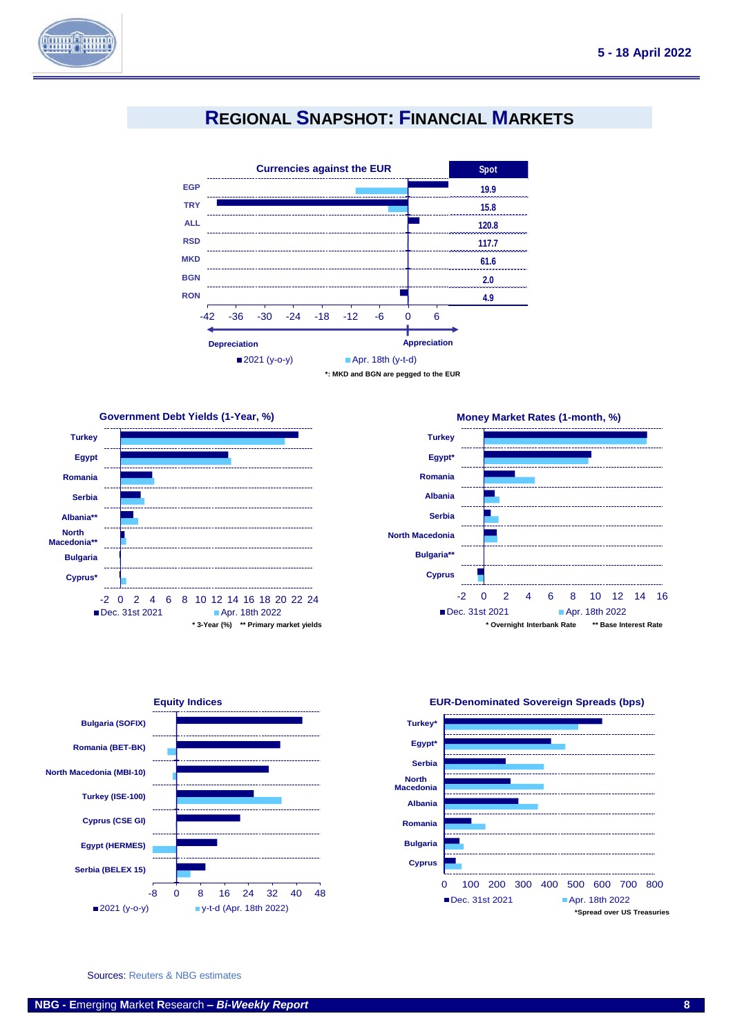# REGIONAL SNAPSHOT: FINANCIAL MARKETS

**Currencies against the EUR**

| | Spot |
|---|---|
| EGP | 19.9 |
| TRY | 15.8 |
| ALL | 120.8 |
| RSD | 117.7 |
| MKD | 61.6 |
| BGN | 2.0 |
| RON | 4.9 |

Depreciation ← → Appreciation

■ 2021 (y-o-y) ■ Apr. 18th (y-t-d)

*: MKD and BGN are pegged to the EUR

**Government Debt Yields (1-Year, %)**

Turkey, Egypt, Romania, Serbia, Albania**, North Macedonia**, Bulgaria, Cyprus*

■ Dec. 31st 2021 ■ Apr. 18th 2022

* 3-Year (%) ** Primary market yields

**Money Market Rates (1-month, %)**

Turkey, Egypt*, Romania, Albania, Serbia, North Macedonia, Bulgaria**, Cyprus

■ Dec. 31st 2021 ■ Apr. 18th 2022

* Overnight Interbank Rate ** Base Interest Rate

**Equity Indices**

Bulgaria (SOFIX), Romania (BET-BK), North Macedonia (MBI-10), Turkey (ISE-100), Cyprus (CSE GI), Egypt (HERMES), Serbia (BELEX 15)

■ 2021 (y-o-y) ■ y-t-d (Apr. 18th 2022)

**EUR-Denominated Sovereign Spreads (bps)**

Turkey*, Egypt*, Serbia, North Macedonia, Albania, Romania, Bulgaria, Cyprus

■ Dec. 31st 2021 ■ Apr. 18th 2022

*Spread over US Treasuries

Sources: Reuters & NBG estimates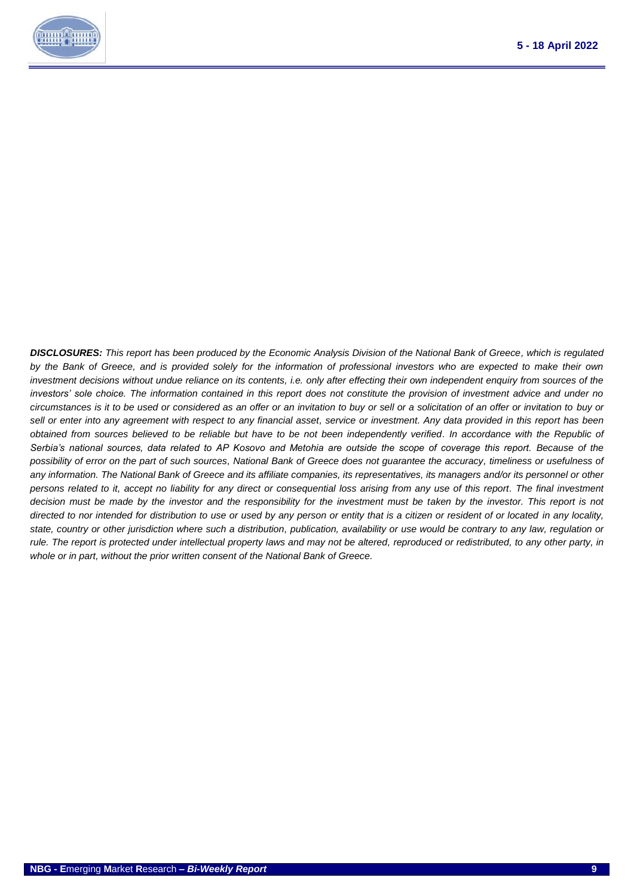***DISCLOSURES:*** *This report has been produced by the Economic Analysis Division of the National Bank of Greece, which is regulated by the Bank of Greece, and is provided solely for the information of professional investors who are expected to make their own investment decisions without undue reliance on its contents, i.e. only after effecting their own independent enquiry from sources of the investors' sole choice. The information contained in this report does not constitute the provision of investment advice and under no circumstances is it to be used or considered as an offer or an invitation to buy or sell or a solicitation of an offer or invitation to buy or sell or enter into any agreement with respect to any financial asset, service or investment. Any data provided in this report has been obtained from sources believed to be reliable but have to be not been independently verified. In accordance with the Republic of Serbia's national sources, data related to AP Kosovo and Metohia are outside the scope of coverage this report. Because of the possibility of error on the part of such sources, National Bank of Greece does not guarantee the accuracy, timeliness or usefulness of any information. The National Bank of Greece and its affiliate companies, its representatives, its managers and/or its personnel or other persons related to it, accept no liability for any direct or consequential loss arising from any use of this report. The final investment decision must be made by the investor and the responsibility for the investment must be taken by the investor. This report is not directed to nor intended for distribution to use or used by any person or entity that is a citizen or resident of or located in any locality, state, country or other jurisdiction where such a distribution, publication, availability or use would be contrary to any law, regulation or rule. The report is protected under intellectual property laws and may not be altered, reproduced or redistributed, to any other party, in whole or in part, without the prior written consent of the National Bank of Greece.*